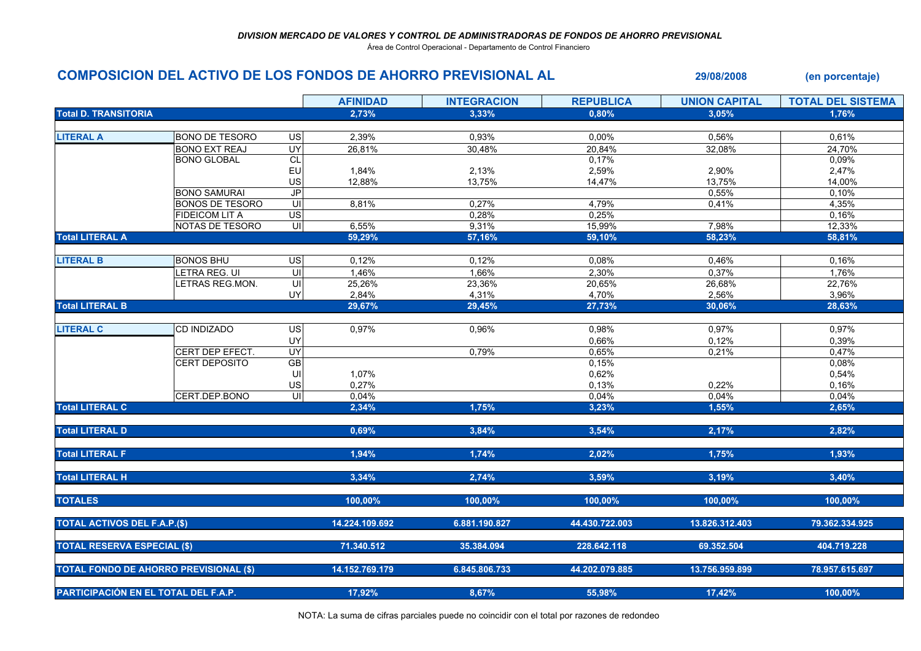*DIVISION MERCADO DE VALORES Y CONTROL DE ADMINISTRADORAS DE FONDOS DE AHORRO PREVISIONAL*

Área de Control Operacional - Departamento de Control Financiero

## COMPOSICION DEL ACTIVO DE LOS FONDOS DE AHORRO PREVISIONAL AL 29/08/2008 (en porcentaje)

| | | | AFINIDAD | INTEGRACION | REPUBLICA | UNION CAPITAL | TOTAL DEL SISTEMA |
|---|---|---|---|---|---|---|---|
| **Total D. TRANSITORIA** | | | **2,73%** | **3,33%** | **0,80%** | **3,05%** | **1,76%** |
| **LITERAL A** | BONO DE TESORO | US | 2,39% | 0,93% | 0,00% | 0,56% | 0,61% |
| | BONO EXT REAJ | UY | 26,81% | 30,48% | 20,84% | 32,08% | 24,70% |
| | BONO GLOBAL | CL | | | 0,17% | | 0,09% |
| | | EU | 1,84% | 2,13% | 2,59% | 2,90% | 2,47% |
| | | US | 12,88% | 13,75% | 14,47% | 13,75% | 14,00% |
| | BONO SAMURAI | JP | | | | 0,55% | 0,10% |
| | BONOS DE TESORO | UI | 8,81% | 0,27% | 4,79% | 0,41% | 4,35% |
| | FIDEICOM LIT A | US | | 0,28% | 0,25% | | 0,16% |
| | NOTAS DE TESORO | UI | 6,55% | 9,31% | 15,99% | 7,98% | 12,33% |
| **Total LITERAL A** | | | **59,29%** | **57,16%** | **59,10%** | **58,23%** | **58,81%** |
| **LITERAL B** | BONOS BHU | US | 0,12% | 0,12% | 0,08% | 0,46% | 0,16% |
| | LETRA REG. UI | UI | 1,46% | 1,66% | 2,30% | 0,37% | 1,76% |
| | LETRAS REG.MON. | UI | 25,26% | 23,36% | 20,65% | 26,68% | 22,76% |
| | | UY | 2,84% | 4,31% | 4,70% | 2,56% | 3,96% |
| **Total LITERAL B** | | | **29,67%** | **29,45%** | **27,73%** | **30,06%** | **28,63%** |
| **LITERAL C** | CD INDIZADO | US | 0,97% | 0,96% | 0,98% | 0,97% | 0,97% |
| | | UY | | | 0,66% | 0,12% | 0,39% |
| | CERT DEP EFECT. | UY | | 0,79% | 0,65% | 0,21% | 0,47% |
| | CERT DEPOSITO | GB | | | 0,15% | | 0,08% |
| | | UI | 1,07% | | 0,62% | | 0,54% |
| | | US | 0,27% | | 0,13% | 0,22% | 0,16% |
| | CERT.DEP.BONO | UI | 0,04% | | 0,04% | 0,04% | 0,04% |
| **Total LITERAL C** | | | **2,34%** | **1,75%** | **3,23%** | **1,55%** | **2,65%** |
| **Total LITERAL D** | | | **0,69%** | **3,84%** | **3,54%** | **2,17%** | **2,82%** |
| **Total LITERAL F** | | | **1,94%** | **1,74%** | **2,02%** | **1,75%** | **1,93%** |
| **Total LITERAL H** | | | **3,34%** | **2,74%** | **3,59%** | **3,19%** | **3,40%** |
| **TOTALES** | | | **100,00%** | **100,00%** | **100,00%** | **100,00%** | **100,00%** |
| **TOTAL ACTIVOS DEL F.A.P.($)** | | | **14.224.109.692** | **6.881.190.827** | **44.430.722.003** | **13.826.312.403** | **79.362.334.925** |
| **TOTAL RESERVA ESPECIAL ($)** | | | **71.340.512** | **35.384.094** | **228.642.118** | **69.352.504** | **404.719.228** |
| **TOTAL FONDO DE AHORRO PREVISIONAL ($)** | | | **14.152.769.179** | **6.845.806.733** | **44.202.079.885** | **13.756.959.899** | **78.957.615.697** |
| **PARTICIPACIÓN EN EL TOTAL DEL F.A.P.** | | | **17,92%** | **8,67%** | **55,98%** | **17,42%** | **100,00%** |

NOTA: La suma de cifras parciales puede no coincidir con el total por razones de redondeo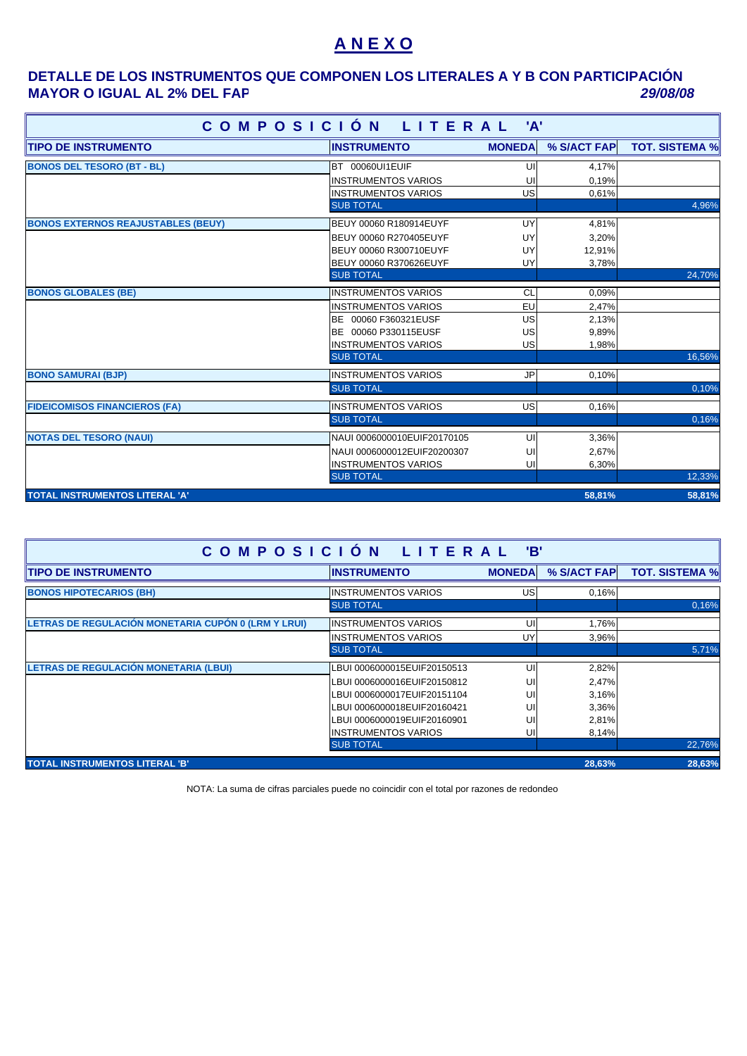# A N E X O

## DETALLE DE LOS INSTRUMENTOS QUE COMPONEN LOS LITERALES A Y B CON PARTICIPACIÓN MAYOR O IGUAL AL 2% DEL FAP

***29/08/08***

### C O M P O S I C I Ó N   L I T E R A L   'A'

| TIPO DE INSTRUMENTO | INSTRUMENTO | MONEDA | % S/ACT FAP | TOT. SISTEMA % |
|---|---|---|---|---|
| BONOS DEL TESORO (BT - BL) | BT 00060UI1EUIF | UI | 4,17% | |
| | INSTRUMENTOS VARIOS | UI | 0,19% | |
| | INSTRUMENTOS VARIOS | US | 0,61% | |
| | SUB TOTAL | | | 4,96% |
| BONOS EXTERNOS REAJUSTABLES (BEUY) | BEUY 00060 R180914EUYF | UY | 4,81% | |
| | BEUY 00060 R270405EUYF | UY | 3,20% | |
| | BEUY 00060 R300710EUYF | UY | 12,91% | |
| | BEUY 00060 R370626EUYF | UY | 3,78% | |
| | SUB TOTAL | | | 24,70% |
| BONOS GLOBALES (BE) | INSTRUMENTOS VARIOS | CL | 0,09% | |
| | INSTRUMENTOS VARIOS | EU | 2,47% | |
| | BE 00060 F360321EUSF | US | 2,13% | |
| | BE 00060 P330115EUSF | US | 9,89% | |
| | INSTRUMENTOS VARIOS | US | 1,98% | |
| | SUB TOTAL | | | 16,56% |
| BONO SAMURAI (BJP) | INSTRUMENTOS VARIOS | JP | 0,10% | |
| | SUB TOTAL | | | 0,10% |
| FIDEICOMISOS FINANCIEROS (FA) | INSTRUMENTOS VARIOS | US | 0,16% | |
| | SUB TOTAL | | | 0,16% |
| NOTAS DEL TESORO (NAUI) | NAUI 0006000010EUIF20170105 | UI | 3,36% | |
| | NAUI 0006000012EUIF20200307 | UI | 2,67% | |
| | INSTRUMENTOS VARIOS | UI | 6,30% | |
| | SUB TOTAL | | | 12,33% |
| **TOTAL INSTRUMENTOS LITERAL 'A'** | | | **58,81%** | **58,81%** |

### C O M P O S I C I Ó N   L I T E R A L   'B'

| TIPO DE INSTRUMENTO | INSTRUMENTO | MONEDA | % S/ACT FAP | TOT. SISTEMA % |
|---|---|---|---|---|
| BONOS HIPOTECARIOS (BH) | INSTRUMENTOS VARIOS | US | 0,16% | |
| | SUB TOTAL | | | 0,16% |
| LETRAS DE REGULACIÓN MONETARIA CUPÓN 0 (LRM Y LRUI) | INSTRUMENTOS VARIOS | UI | 1,76% | |
| | INSTRUMENTOS VARIOS | UY | 3,96% | |
| | SUB TOTAL | | | 5,71% |
| LETRAS DE REGULACIÓN MONETARIA (LBUI) | LBUI 0006000015EUIF20150513 | UI | 2,82% | |
| | LBUI 0006000016EUIF20150812 | UI | 2,47% | |
| | LBUI 0006000017EUIF20151104 | UI | 3,16% | |
| | LBUI 0006000018EUIF20160421 | UI | 3,36% | |
| | LBUI 0006000019EUIF20160901 | UI | 2,81% | |
| | INSTRUMENTOS VARIOS | UI | 8,14% | |
| | SUB TOTAL | | | 22,76% |
| **TOTAL INSTRUMENTOS LITERAL 'B'** | | | **28,63%** | **28,63%** |

NOTA: La suma de cifras parciales puede no coincidir con el total por razones de redondeo